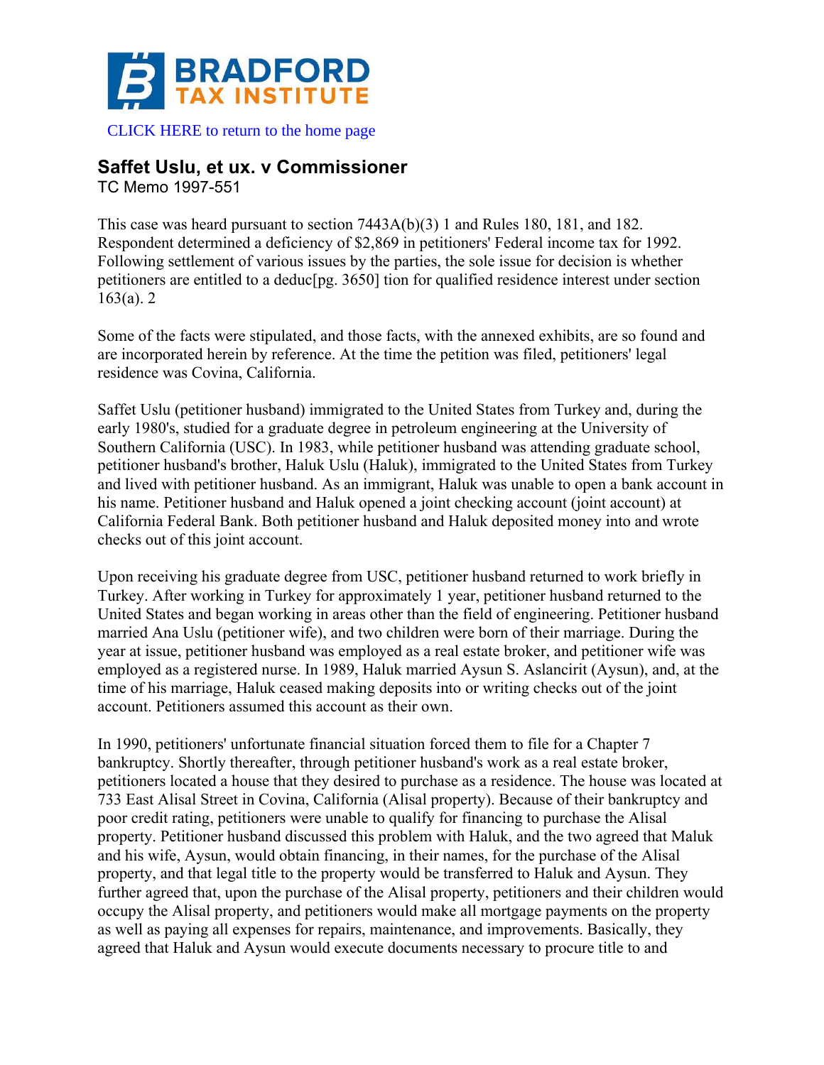BRADFORD TAX INSTITUTE

CLICK HERE to return to the home page

## Saffet Uslu, et ux. v Commissioner

TC Memo 1997-551

This case was heard pursuant to section 7443A(b)(3) 1 and Rules 180, 181, and 182. Respondent determined a deficiency of $2,869 in petitioners' Federal income tax for 1992. Following settlement of various issues by the parties, the sole issue for decision is whether petitioners are entitled to a deduc[pg. 3650] tion for qualified residence interest under section 163(a). 2

Some of the facts were stipulated, and those facts, with the annexed exhibits, are so found and are incorporated herein by reference. At the time the petition was filed, petitioners' legal residence was Covina, California.

Saffet Uslu (petitioner husband) immigrated to the United States from Turkey and, during the early 1980's, studied for a graduate degree in petroleum engineering at the University of Southern California (USC). In 1983, while petitioner husband was attending graduate school, petitioner husband's brother, Haluk Uslu (Haluk), immigrated to the United States from Turkey and lived with petitioner husband. As an immigrant, Haluk was unable to open a bank account in his name. Petitioner husband and Haluk opened a joint checking account (joint account) at California Federal Bank. Both petitioner husband and Haluk deposited money into and wrote checks out of this joint account.

Upon receiving his graduate degree from USC, petitioner husband returned to work briefly in Turkey. After working in Turkey for approximately 1 year, petitioner husband returned to the United States and began working in areas other than the field of engineering. Petitioner husband married Ana Uslu (petitioner wife), and two children were born of their marriage. During the year at issue, petitioner husband was employed as a real estate broker, and petitioner wife was employed as a registered nurse. In 1989, Haluk married Aysun S. Aslancirit (Aysun), and, at the time of his marriage, Haluk ceased making deposits into or writing checks out of the joint account. Petitioners assumed this account as their own.

In 1990, petitioners' unfortunate financial situation forced them to file for a Chapter 7 bankruptcy. Shortly thereafter, through petitioner husband's work as a real estate broker, petitioners located a house that they desired to purchase as a residence. The house was located at 733 East Alisal Street in Covina, California (Alisal property). Because of their bankruptcy and poor credit rating, petitioners were unable to qualify for financing to purchase the Alisal property. Petitioner husband discussed this problem with Haluk, and the two agreed that Maluk and his wife, Aysun, would obtain financing, in their names, for the purchase of the Alisal property, and that legal title to the property would be transferred to Haluk and Aysun. They further agreed that, upon the purchase of the Alisal property, petitioners and their children would occupy the Alisal property, and petitioners would make all mortgage payments on the property as well as paying all expenses for repairs, maintenance, and improvements. Basically, they agreed that Haluk and Aysun would execute documents necessary to procure title to and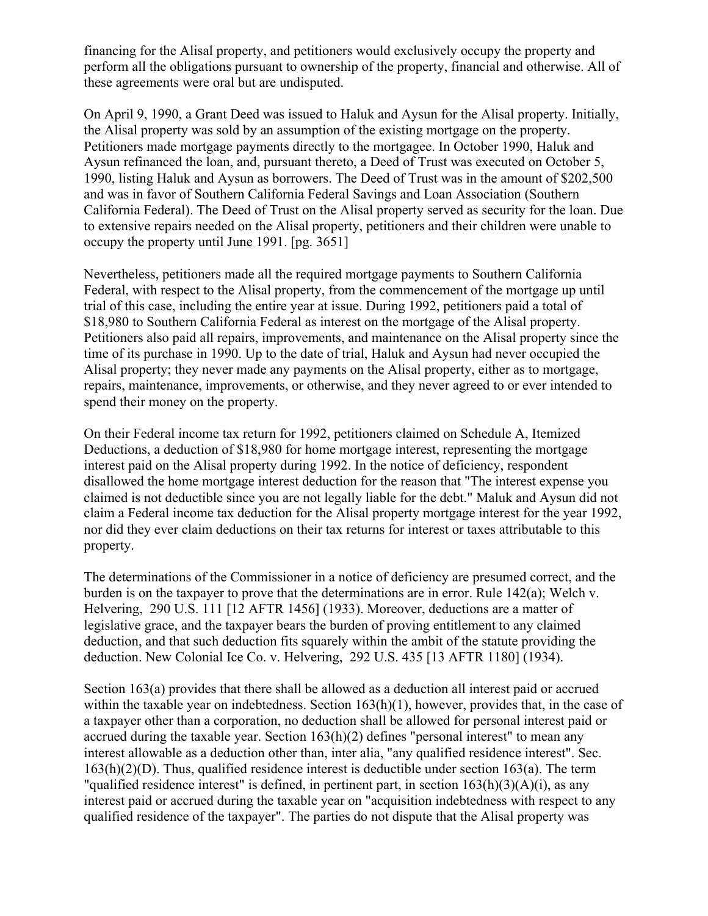financing for the Alisal property, and petitioners would exclusively occupy the property and perform all the obligations pursuant to ownership of the property, financial and otherwise. All of these agreements were oral but are undisputed.

On April 9, 1990, a Grant Deed was issued to Haluk and Aysun for the Alisal property. Initially, the Alisal property was sold by an assumption of the existing mortgage on the property. Petitioners made mortgage payments directly to the mortgagee. In October 1990, Haluk and Aysun refinanced the loan, and, pursuant thereto, a Deed of Trust was executed on October 5, 1990, listing Haluk and Aysun as borrowers. The Deed of Trust was in the amount of $202,500 and was in favor of Southern California Federal Savings and Loan Association (Southern California Federal). The Deed of Trust on the Alisal property served as security for the loan. Due to extensive repairs needed on the Alisal property, petitioners and their children were unable to occupy the property until June 1991. [pg. 3651]

Nevertheless, petitioners made all the required mortgage payments to Southern California Federal, with respect to the Alisal property, from the commencement of the mortgage up until trial of this case, including the entire year at issue. During 1992, petitioners paid a total of $18,980 to Southern California Federal as interest on the mortgage of the Alisal property. Petitioners also paid all repairs, improvements, and maintenance on the Alisal property since the time of its purchase in 1990. Up to the date of trial, Haluk and Aysun had never occupied the Alisal property; they never made any payments on the Alisal property, either as to mortgage, repairs, maintenance, improvements, or otherwise, and they never agreed to or ever intended to spend their money on the property.

On their Federal income tax return for 1992, petitioners claimed on Schedule A, Itemized Deductions, a deduction of $18,980 for home mortgage interest, representing the mortgage interest paid on the Alisal property during 1992. In the notice of deficiency, respondent disallowed the home mortgage interest deduction for the reason that "The interest expense you claimed is not deductible since you are not legally liable for the debt." Maluk and Aysun did not claim a Federal income tax deduction for the Alisal property mortgage interest for the year 1992, nor did they ever claim deductions on their tax returns for interest or taxes attributable to this property.

The determinations of the Commissioner in a notice of deficiency are presumed correct, and the burden is on the taxpayer to prove that the determinations are in error. Rule 142(a); Welch v. Helvering, 290 U.S. 111 [12 AFTR 1456] (1933). Moreover, deductions are a matter of legislative grace, and the taxpayer bears the burden of proving entitlement to any claimed deduction, and that such deduction fits squarely within the ambit of the statute providing the deduction. New Colonial Ice Co. v. Helvering, 292 U.S. 435 [13 AFTR 1180] (1934).

Section 163(a) provides that there shall be allowed as a deduction all interest paid or accrued within the taxable year on indebtedness. Section 163(h)(1), however, provides that, in the case of a taxpayer other than a corporation, no deduction shall be allowed for personal interest paid or accrued during the taxable year. Section 163(h)(2) defines "personal interest" to mean any interest allowable as a deduction other than, inter alia, "any qualified residence interest". Sec. 163(h)(2)(D). Thus, qualified residence interest is deductible under section 163(a). The term "qualified residence interest" is defined, in pertinent part, in section 163(h)(3)(A)(i), as any interest paid or accrued during the taxable year on "acquisition indebtedness with respect to any qualified residence of the taxpayer". The parties do not dispute that the Alisal property was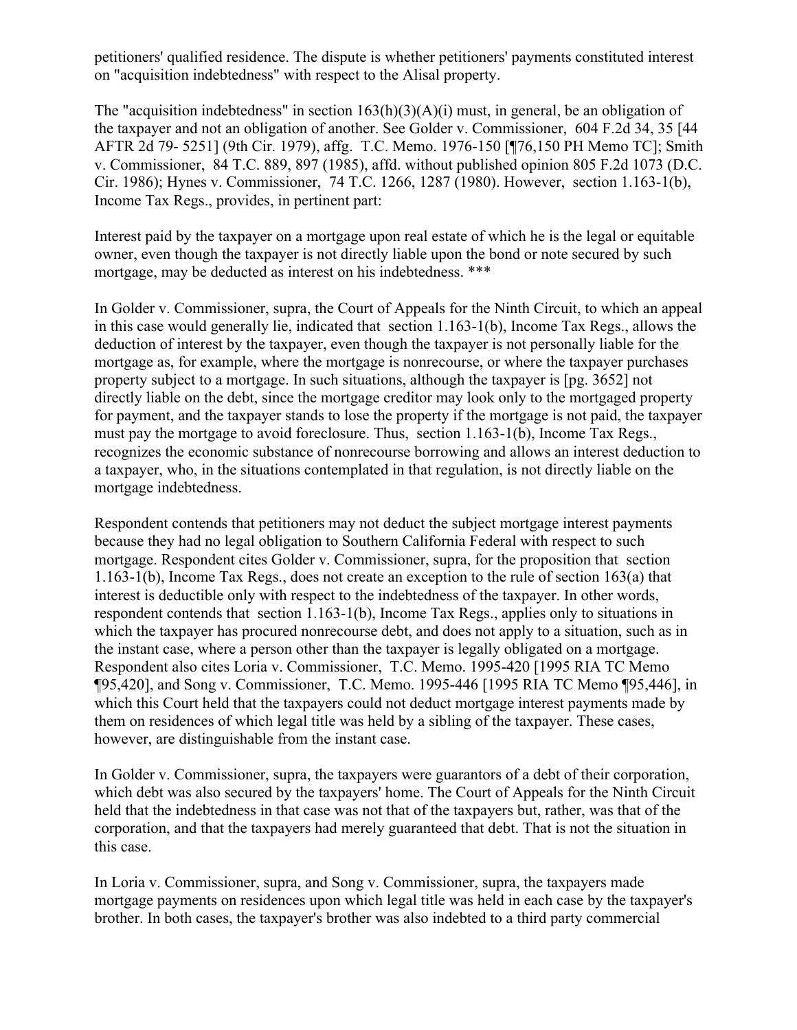petitioners' qualified residence. The dispute is whether petitioners' payments constituted interest on "acquisition indebtedness" with respect to the Alisal property.

The "acquisition indebtedness" in section 163(h)(3)(A)(i) must, in general, be an obligation of the taxpayer and not an obligation of another. See Golder v. Commissioner, 604 F.2d 34, 35 [44 AFTR 2d 79- 5251] (9th Cir. 1979), affg. T.C. Memo. 1976-150 [¶76,150 PH Memo TC]; Smith v. Commissioner, 84 T.C. 889, 897 (1985), affd. without published opinion 805 F.2d 1073 (D.C. Cir. 1986); Hynes v. Commissioner, 74 T.C. 1266, 1287 (1980). However, section 1.163-1(b), Income Tax Regs., provides, in pertinent part:

Interest paid by the taxpayer on a mortgage upon real estate of which he is the legal or equitable owner, even though the taxpayer is not directly liable upon the bond or note secured by such mortgage, may be deducted as interest on his indebtedness. ***

In Golder v. Commissioner, supra, the Court of Appeals for the Ninth Circuit, to which an appeal in this case would generally lie, indicated that section 1.163-1(b), Income Tax Regs., allows the deduction of interest by the taxpayer, even though the taxpayer is not personally liable for the mortgage as, for example, where the mortgage is nonrecourse, or where the taxpayer purchases property subject to a mortgage. In such situations, although the taxpayer is [pg. 3652] not directly liable on the debt, since the mortgage creditor may look only to the mortgaged property for payment, and the taxpayer stands to lose the property if the mortgage is not paid, the taxpayer must pay the mortgage to avoid foreclosure. Thus, section 1.163-1(b), Income Tax Regs., recognizes the economic substance of nonrecourse borrowing and allows an interest deduction to a taxpayer, who, in the situations contemplated in that regulation, is not directly liable on the mortgage indebtedness.

Respondent contends that petitioners may not deduct the subject mortgage interest payments because they had no legal obligation to Southern California Federal with respect to such mortgage. Respondent cites Golder v. Commissioner, supra, for the proposition that section 1.163-1(b), Income Tax Regs., does not create an exception to the rule of section 163(a) that interest is deductible only with respect to the indebtedness of the taxpayer. In other words, respondent contends that section 1.163-1(b), Income Tax Regs., applies only to situations in which the taxpayer has procured nonrecourse debt, and does not apply to a situation, such as in the instant case, where a person other than the taxpayer is legally obligated on a mortgage. Respondent also cites Loria v. Commissioner, T.C. Memo. 1995-420 [1995 RIA TC Memo ¶95,420], and Song v. Commissioner, T.C. Memo. 1995-446 [1995 RIA TC Memo ¶95,446], in which this Court held that the taxpayers could not deduct mortgage interest payments made by them on residences of which legal title was held by a sibling of the taxpayer. These cases, however, are distinguishable from the instant case.

In Golder v. Commissioner, supra, the taxpayers were guarantors of a debt of their corporation, which debt was also secured by the taxpayers' home. The Court of Appeals for the Ninth Circuit held that the indebtedness in that case was not that of the taxpayers but, rather, was that of the corporation, and that the taxpayers had merely guaranteed that debt. That is not the situation in this case.

In Loria v. Commissioner, supra, and Song v. Commissioner, supra, the taxpayers made mortgage payments on residences upon which legal title was held in each case by the taxpayer's brother. In both cases, the taxpayer's brother was also indebted to a third party commercial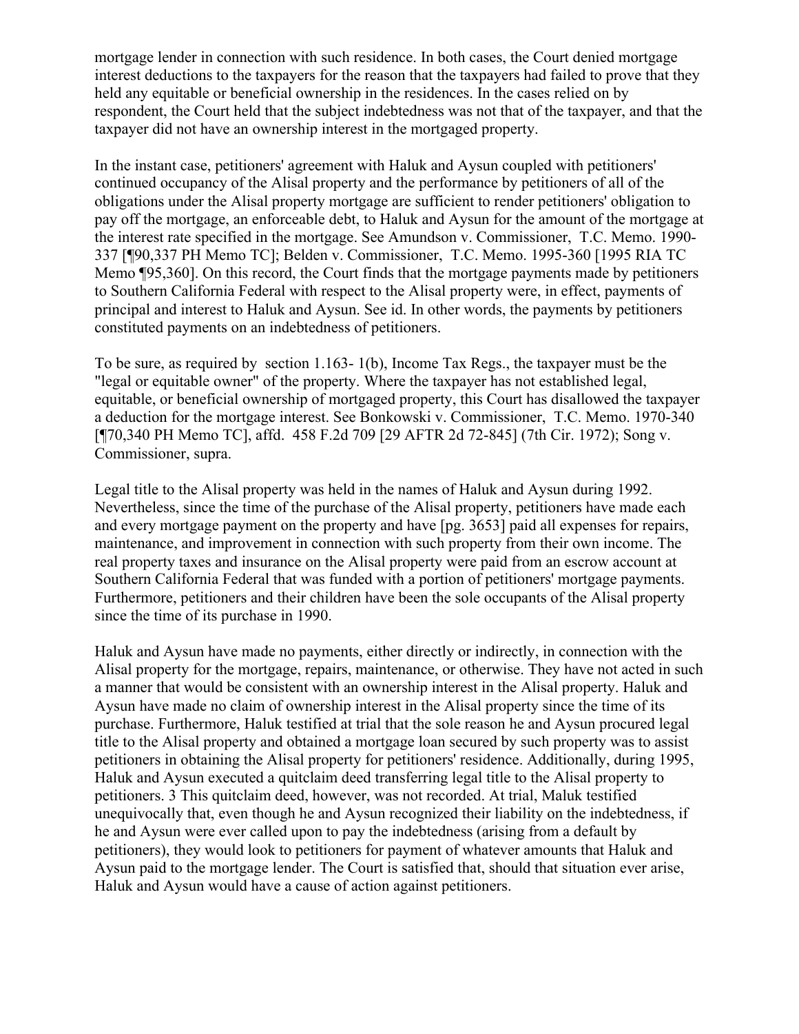mortgage lender in connection with such residence. In both cases, the Court denied mortgage interest deductions to the taxpayers for the reason that the taxpayers had failed to prove that they held any equitable or beneficial ownership in the residences. In the cases relied on by respondent, the Court held that the subject indebtedness was not that of the taxpayer, and that the taxpayer did not have an ownership interest in the mortgaged property.

In the instant case, petitioners' agreement with Haluk and Aysun coupled with petitioners' continued occupancy of the Alisal property and the performance by petitioners of all of the obligations under the Alisal property mortgage are sufficient to render petitioners' obligation to pay off the mortgage, an enforceable debt, to Haluk and Aysun for the amount of the mortgage at the interest rate specified in the mortgage. See Amundson v. Commissioner, T.C. Memo. 1990-337 [¶90,337 PH Memo TC]; Belden v. Commissioner, T.C. Memo. 1995-360 [1995 RIA TC Memo ¶95,360]. On this record, the Court finds that the mortgage payments made by petitioners to Southern California Federal with respect to the Alisal property were, in effect, payments of principal and interest to Haluk and Aysun. See id. In other words, the payments by petitioners constituted payments on an indebtedness of petitioners.

To be sure, as required by section 1.163- 1(b), Income Tax Regs., the taxpayer must be the "legal or equitable owner" of the property. Where the taxpayer has not established legal, equitable, or beneficial ownership of mortgaged property, this Court has disallowed the taxpayer a deduction for the mortgage interest. See Bonkowski v. Commissioner, T.C. Memo. 1970-340 [¶70,340 PH Memo TC], affd. 458 F.2d 709 [29 AFTR 2d 72-845] (7th Cir. 1972); Song v. Commissioner, supra.

Legal title to the Alisal property was held in the names of Haluk and Aysun during 1992. Nevertheless, since the time of the purchase of the Alisal property, petitioners have made each and every mortgage payment on the property and have [pg. 3653] paid all expenses for repairs, maintenance, and improvement in connection with such property from their own income. The real property taxes and insurance on the Alisal property were paid from an escrow account at Southern California Federal that was funded with a portion of petitioners' mortgage payments. Furthermore, petitioners and their children have been the sole occupants of the Alisal property since the time of its purchase in 1990.

Haluk and Aysun have made no payments, either directly or indirectly, in connection with the Alisal property for the mortgage, repairs, maintenance, or otherwise. They have not acted in such a manner that would be consistent with an ownership interest in the Alisal property. Haluk and Aysun have made no claim of ownership interest in the Alisal property since the time of its purchase. Furthermore, Haluk testified at trial that the sole reason he and Aysun procured legal title to the Alisal property and obtained a mortgage loan secured by such property was to assist petitioners in obtaining the Alisal property for petitioners' residence. Additionally, during 1995, Haluk and Aysun executed a quitclaim deed transferring legal title to the Alisal property to petitioners. 3 This quitclaim deed, however, was not recorded. At trial, Maluk testified unequivocally that, even though he and Aysun recognized their liability on the indebtedness, if he and Aysun were ever called upon to pay the indebtedness (arising from a default by petitioners), they would look to petitioners for payment of whatever amounts that Haluk and Aysun paid to the mortgage lender. The Court is satisfied that, should that situation ever arise, Haluk and Aysun would have a cause of action against petitioners.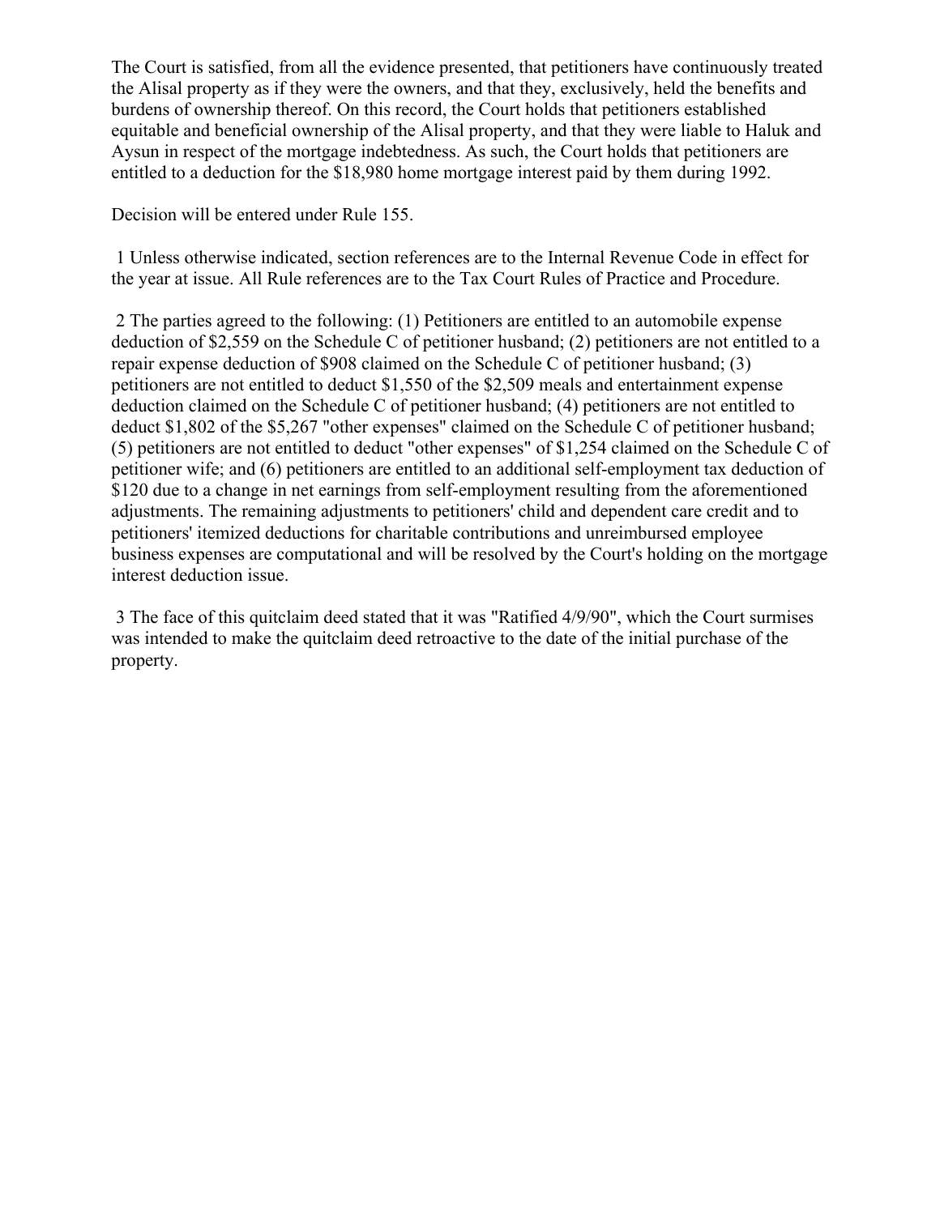The Court is satisfied, from all the evidence presented, that petitioners have continuously treated the Alisal property as if they were the owners, and that they, exclusively, held the benefits and burdens of ownership thereof. On this record, the Court holds that petitioners established equitable and beneficial ownership of the Alisal property, and that they were liable to Haluk and Aysun in respect of the mortgage indebtedness. As such, the Court holds that petitioners are entitled to a deduction for the $18,980 home mortgage interest paid by them during 1992.

Decision will be entered under Rule 155.

1 Unless otherwise indicated, section references are to the Internal Revenue Code in effect for the year at issue. All Rule references are to the Tax Court Rules of Practice and Procedure.

2 The parties agreed to the following: (1) Petitioners are entitled to an automobile expense deduction of $2,559 on the Schedule C of petitioner husband; (2) petitioners are not entitled to a repair expense deduction of $908 claimed on the Schedule C of petitioner husband; (3) petitioners are not entitled to deduct $1,550 of the $2,509 meals and entertainment expense deduction claimed on the Schedule C of petitioner husband; (4) petitioners are not entitled to deduct $1,802 of the $5,267 "other expenses" claimed on the Schedule C of petitioner husband; (5) petitioners are not entitled to deduct "other expenses" of $1,254 claimed on the Schedule C of petitioner wife; and (6) petitioners are entitled to an additional self-employment tax deduction of $120 due to a change in net earnings from self-employment resulting from the aforementioned adjustments. The remaining adjustments to petitioners' child and dependent care credit and to petitioners' itemized deductions for charitable contributions and unreimbursed employee business expenses are computational and will be resolved by the Court's holding on the mortgage interest deduction issue.

3 The face of this quitclaim deed stated that it was "Ratified 4/9/90", which the Court surmises was intended to make the quitclaim deed retroactive to the date of the initial purchase of the property.